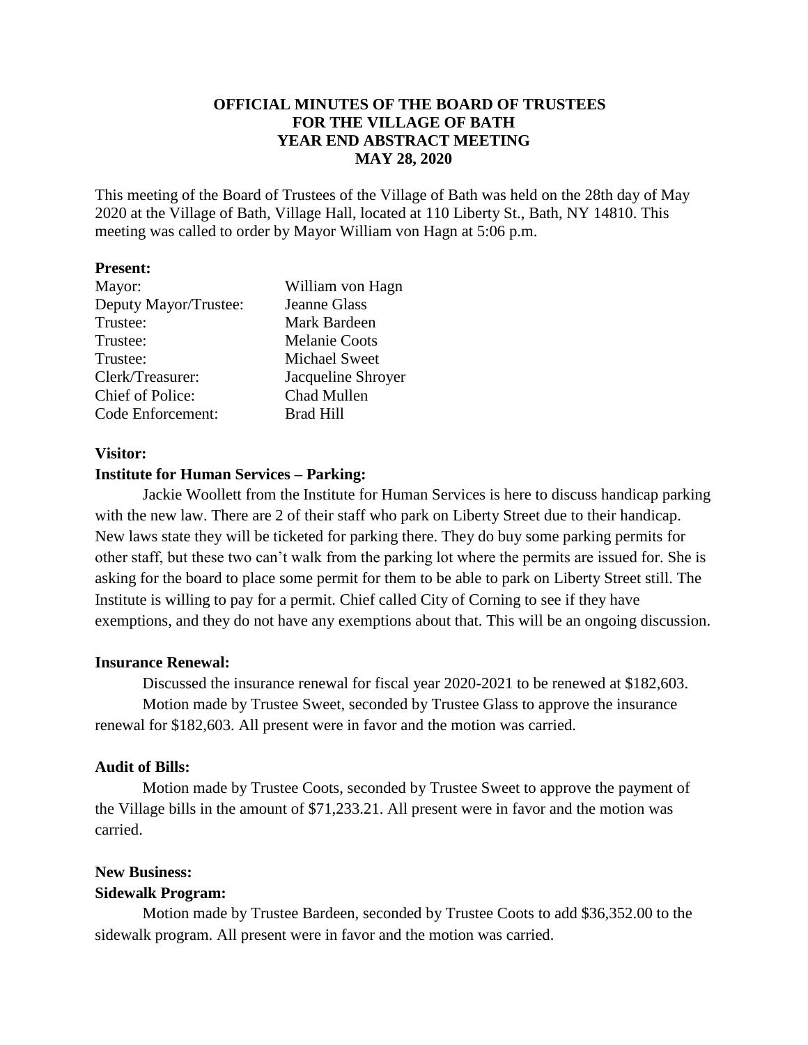**OFFICIAL MINUTES OF THE BOARD OF TRUSTEES**
**FOR THE VILLAGE OF BATH**
**YEAR END ABSTRACT MEETING**
**MAY 28, 2020**

This meeting of the Board of Trustees of the Village of Bath was held on the 28th day of May 2020 at the Village of Bath, Village Hall, located at 110 Liberty St., Bath, NY 14810. This meeting was called to order by Mayor William von Hagn at 5:06 p.m.

**Present:**

| | |
|---|---|
| Mayor: | William von Hagn |
| Deputy Mayor/Trustee: | Jeanne Glass |
| Trustee: | Mark Bardeen |
| Trustee: | Melanie Coots |
| Trustee: | Michael Sweet |
| Clerk/Treasurer: | Jacqueline Shroyer |
| Chief of Police: | Chad Mullen |
| Code Enforcement: | Brad Hill |

**Visitor:**

**Institute for Human Services – Parking:**

Jackie Woollett from the Institute for Human Services is here to discuss handicap parking with the new law. There are 2 of their staff who park on Liberty Street due to their handicap. New laws state they will be ticketed for parking there. They do buy some parking permits for other staff, but these two can't walk from the parking lot where the permits are issued for. She is asking for the board to place some permit for them to be able to park on Liberty Street still. The Institute is willing to pay for a permit. Chief called City of Corning to see if they have exemptions, and they do not have any exemptions about that. This will be an ongoing discussion.

**Insurance Renewal:**

Discussed the insurance renewal for fiscal year 2020-2021 to be renewed at $182,603.

Motion made by Trustee Sweet, seconded by Trustee Glass to approve the insurance renewal for $182,603. All present were in favor and the motion was carried.

**Audit of Bills:**

Motion made by Trustee Coots, seconded by Trustee Sweet to approve the payment of the Village bills in the amount of $71,233.21. All present were in favor and the motion was carried.

**New Business:**

**Sidewalk Program:**

Motion made by Trustee Bardeen, seconded by Trustee Coots to add $36,352.00 to the sidewalk program. All present were in favor and the motion was carried.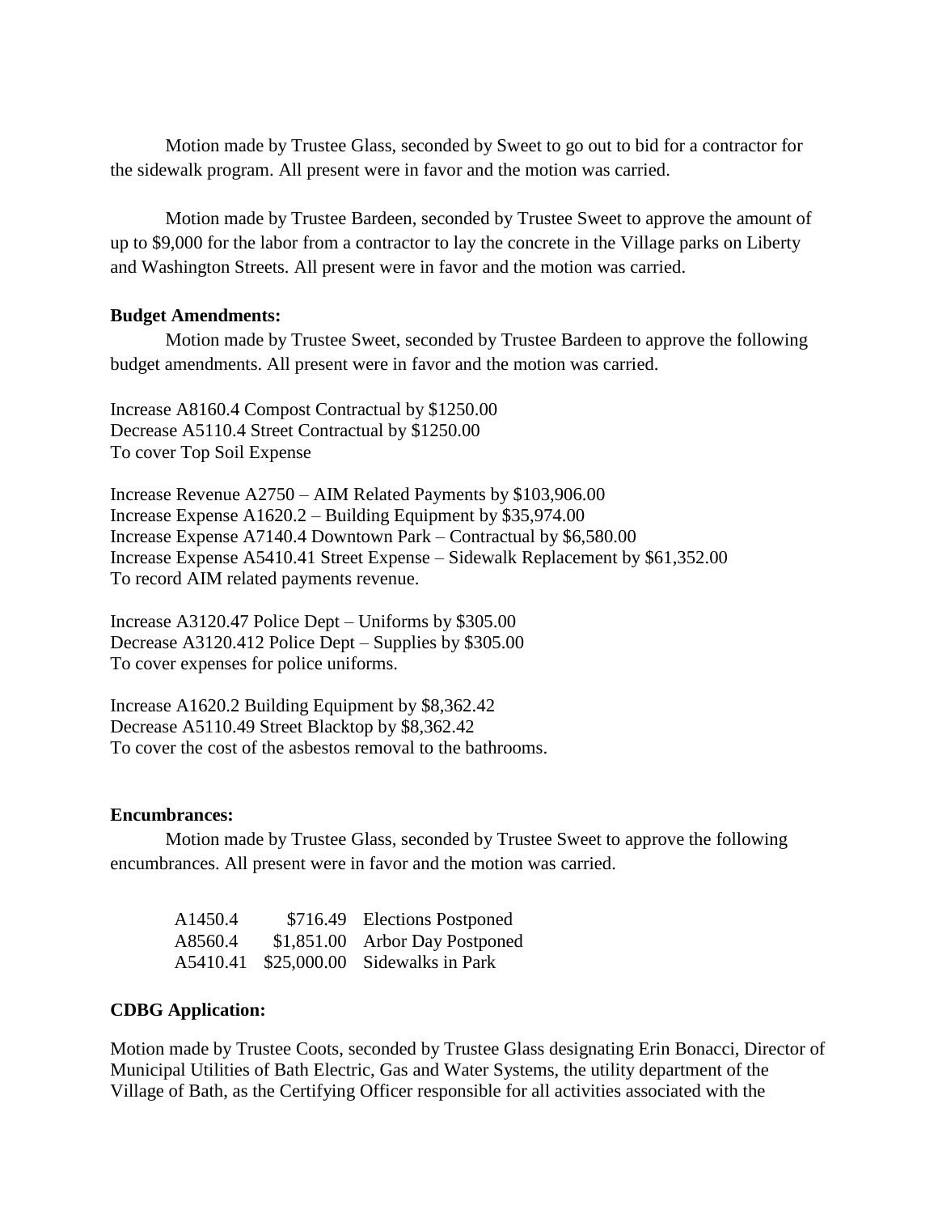Motion made by Trustee Glass, seconded by Sweet to go out to bid for a contractor for the sidewalk program. All present were in favor and the motion was carried.

Motion made by Trustee Bardeen, seconded by Trustee Sweet to approve the amount of up to $9,000 for the labor from a contractor to lay the concrete in the Village parks on Liberty and Washington Streets. All present were in favor and the motion was carried.

**Budget Amendments:**

Motion made by Trustee Sweet, seconded by Trustee Bardeen to approve the following budget amendments. All present were in favor and the motion was carried.

Increase A8160.4 Compost Contractual by $1250.00
Decrease A5110.4 Street Contractual by $1250.00
To cover Top Soil Expense

Increase Revenue A2750 – AIM Related Payments by $103,906.00
Increase Expense A1620.2 – Building Equipment by $35,974.00
Increase Expense A7140.4 Downtown Park – Contractual by $6,580.00
Increase Expense A5410.41 Street Expense – Sidewalk Replacement by $61,352.00
To record AIM related payments revenue.

Increase A3120.47 Police Dept – Uniforms by $305.00
Decrease A3120.412 Police Dept – Supplies by $305.00
To cover expenses for police uniforms.

Increase A1620.2 Building Equipment by $8,362.42
Decrease A5110.49 Street Blacktop by $8,362.42
To cover the cost of the asbestos removal to the bathrooms.

**Encumbrances:**

Motion made by Trustee Glass, seconded by Trustee Sweet to approve the following encumbrances. All present were in favor and the motion was carried.

| | | |
|---|---|---|
| A1450.4 | $716.49 | Elections Postponed |
| A8560.4 | $1,851.00 | Arbor Day Postponed |
| A5410.41 | $25,000.00 | Sidewalks in Park |

**CDBG Application:**

Motion made by Trustee Coots, seconded by Trustee Glass designating Erin Bonacci, Director of Municipal Utilities of Bath Electric, Gas and Water Systems, the utility department of the Village of Bath, as the Certifying Officer responsible for all activities associated with the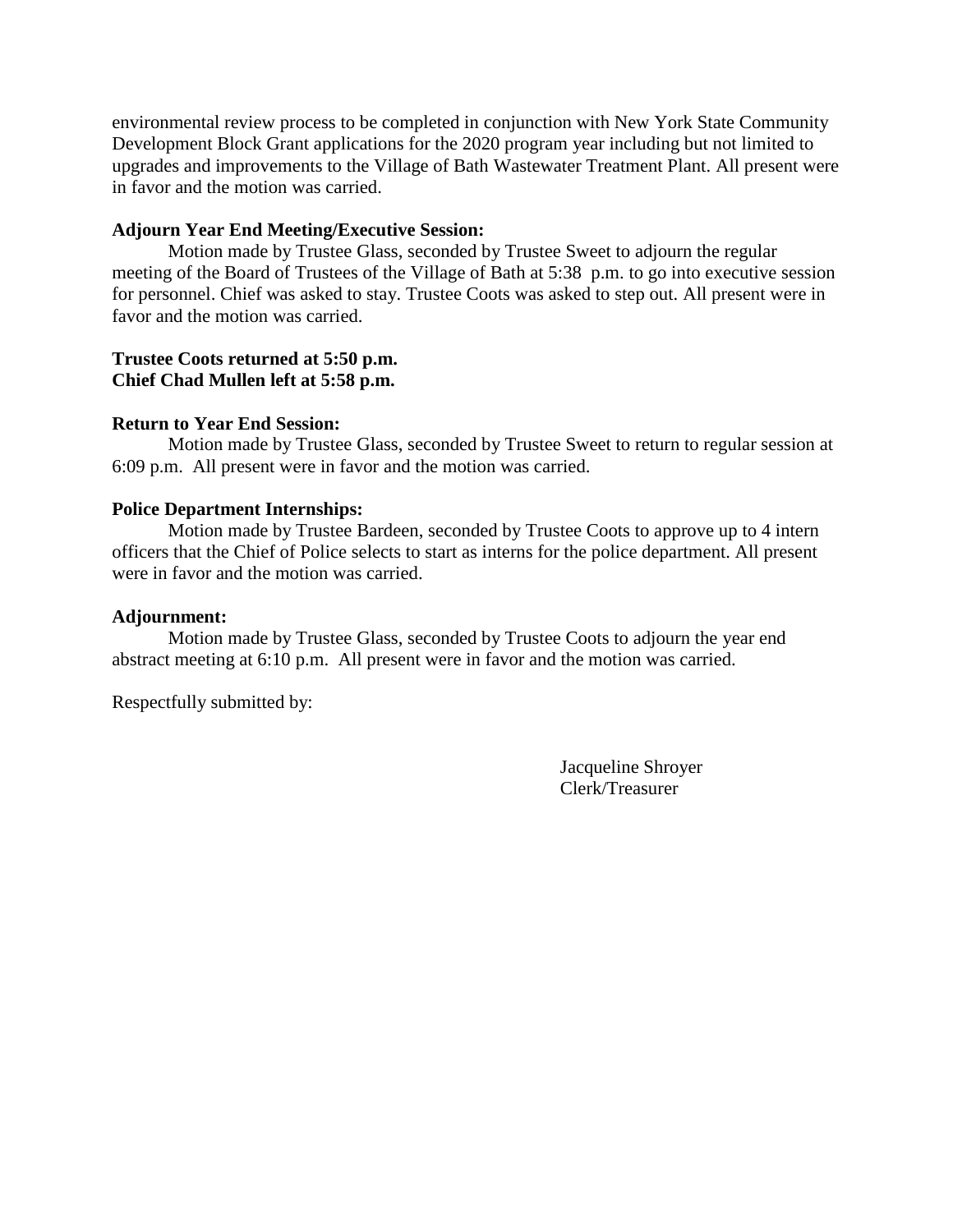environmental review process to be completed in conjunction with New York State Community Development Block Grant applications for the 2020 program year including but not limited to upgrades and improvements to the Village of Bath Wastewater Treatment Plant. All present were in favor and the motion was carried.

**Adjourn Year End Meeting/Executive Session:**

Motion made by Trustee Glass, seconded by Trustee Sweet to adjourn the regular meeting of the Board of Trustees of the Village of Bath at 5:38 p.m. to go into executive session for personnel. Chief was asked to stay. Trustee Coots was asked to step out. All present were in favor and the motion was carried.

**Trustee Coots returned at 5:50 p.m.**
**Chief Chad Mullen left at 5:58 p.m.**

**Return to Year End Session:**

Motion made by Trustee Glass, seconded by Trustee Sweet to return to regular session at 6:09 p.m. All present were in favor and the motion was carried.

**Police Department Internships:**

Motion made by Trustee Bardeen, seconded by Trustee Coots to approve up to 4 intern officers that the Chief of Police selects to start as interns for the police department. All present were in favor and the motion was carried.

**Adjournment:**

Motion made by Trustee Glass, seconded by Trustee Coots to adjourn the year end abstract meeting at 6:10 p.m. All present were in favor and the motion was carried.

Respectfully submitted by:

Jacqueline Shroyer
Clerk/Treasurer